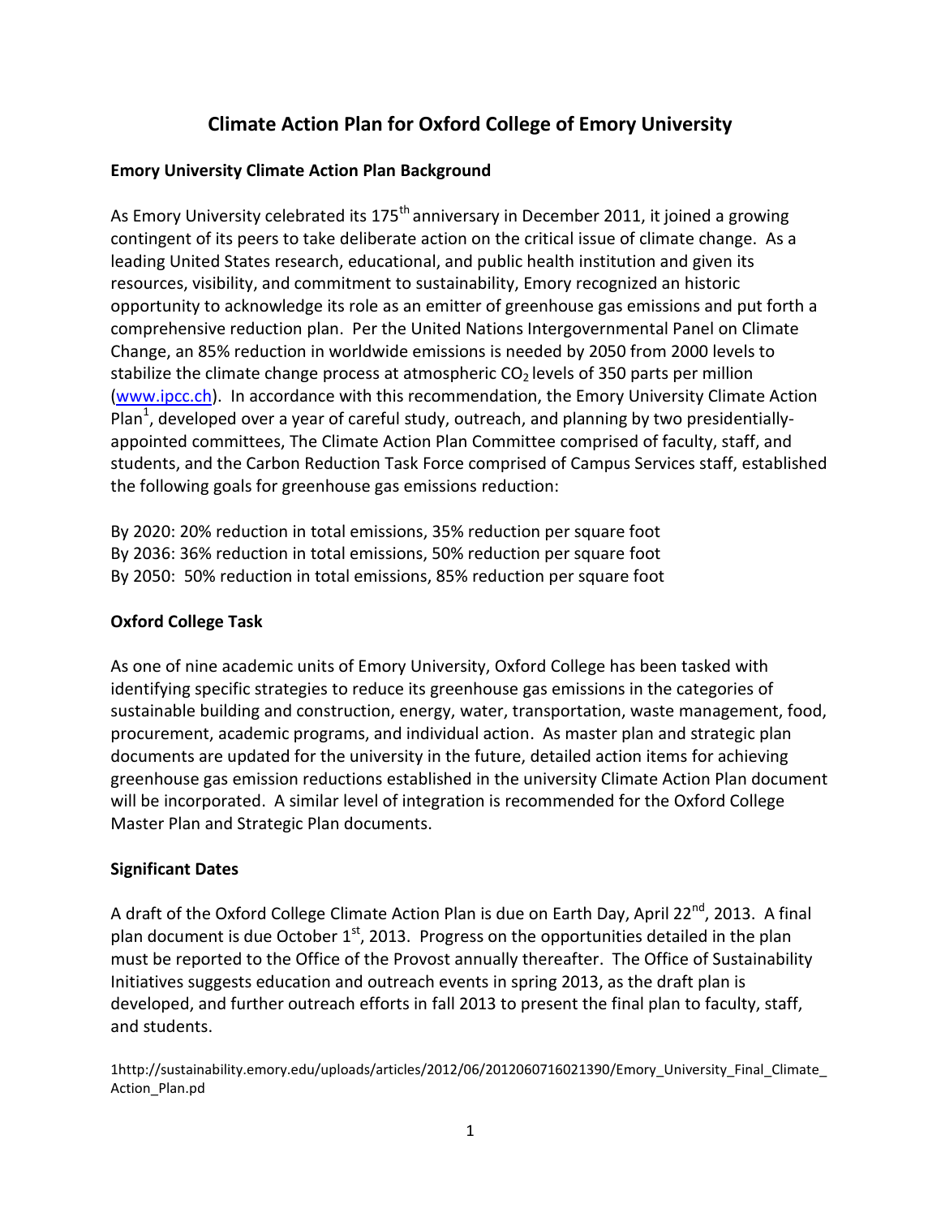# Climate Action Plan for Oxford College of Emory University

## Emory University Climate Action Plan Background

As Emory University celebrated its 175th anniversary in December 2011, it joined a growing contingent of its peers to take deliberate action on the critical issue of climate change. As a leading United States research, educational, and public health institution and given its resources, visibility, and commitment to sustainability, Emory recognized an historic opportunity to acknowledge its role as an emitter of greenhouse gas emissions and put forth a comprehensive reduction plan. Per the United Nations Intergovernmental Panel on Climate Change, an 85% reduction in worldwide emissions is needed by 2050 from 2000 levels to stabilize the climate change process at atmospheric $CO_2$ levels of 350 parts per million (www.ipcc.ch). In accordance with this recommendation, the Emory University Climate Action Plan[1], developed over a year of careful study, outreach, and planning by two presidentially-appointed committees, The Climate Action Plan Committee comprised of faculty, staff, and students, and the Carbon Reduction Task Force comprised of Campus Services staff, established the following goals for greenhouse gas emissions reduction:

By 2020: 20% reduction in total emissions, 35% reduction per square foot
By 2036: 36% reduction in total emissions, 50% reduction per square foot
By 2050: 50% reduction in total emissions, 85% reduction per square foot

## Oxford College Task

As one of nine academic units of Emory University, Oxford College has been tasked with identifying specific strategies to reduce its greenhouse gas emissions in the categories of sustainable building and construction, energy, water, transportation, waste management, food, procurement, academic programs, and individual action. As master plan and strategic plan documents are updated for the university in the future, detailed action items for achieving greenhouse gas emission reductions established in the university Climate Action Plan document will be incorporated. A similar level of integration is recommended for the Oxford College Master Plan and Strategic Plan documents.

## Significant Dates

A draft of the Oxford College Climate Action Plan is due on Earth Day, April 22nd, 2013. A final plan document is due October 1st, 2013. Progress on the opportunities detailed in the plan must be reported to the Office of the Provost annually thereafter. The Office of Sustainability Initiatives suggests education and outreach events in spring 2013, as the draft plan is developed, and further outreach efforts in fall 2013 to present the final plan to faculty, staff, and students.

1http://sustainability.emory.edu/uploads/articles/2012/06/2012060716021390/Emory_University_Final_Climate_Action_Plan.pd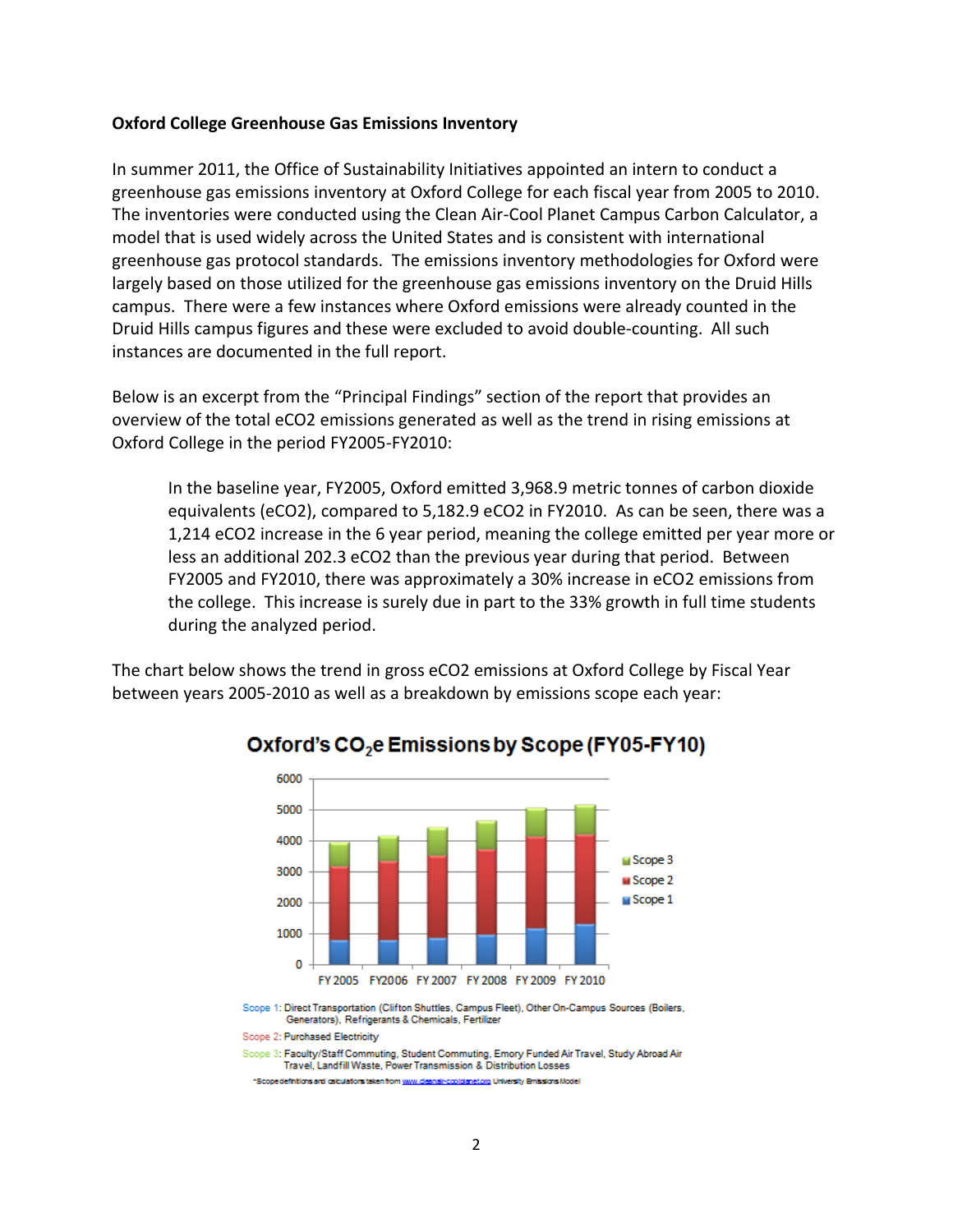**Oxford College Greenhouse Gas Emissions Inventory**

In summer 2011, the Office of Sustainability Initiatives appointed an intern to conduct a greenhouse gas emissions inventory at Oxford College for each fiscal year from 2005 to 2010. The inventories were conducted using the Clean Air-Cool Planet Campus Carbon Calculator, a model that is used widely across the United States and is consistent with international greenhouse gas protocol standards. The emissions inventory methodologies for Oxford were largely based on those utilized for the greenhouse gas emissions inventory on the Druid Hills campus. There were a few instances where Oxford emissions were already counted in the Druid Hills campus figures and these were excluded to avoid double-counting. All such instances are documented in the full report.

Below is an excerpt from the "Principal Findings" section of the report that provides an overview of the total eCO2 emissions generated as well as the trend in rising emissions at Oxford College in the period FY2005-FY2010:

> In the baseline year, FY2005, Oxford emitted 3,968.9 metric tonnes of carbon dioxide equivalents (eCO2), compared to 5,182.9 eCO2 in FY2010. As can be seen, there was a 1,214 eCO2 increase in the 6 year period, meaning the college emitted per year more or less an additional 202.3 eCO2 than the previous year during that period. Between FY2005 and FY2010, there was approximately a 30% increase in eCO2 emissions from the college. This increase is surely due in part to the 33% growth in full time students during the analyzed period.

The chart below shows the trend in gross eCO2 emissions at Oxford College by Fiscal Year between years 2005-2010 as well as a breakdown by emissions scope each year:

**Oxford's $CO_2e$ Emissions by Scope (FY05-FY10)**

Scope 1: Direct Transportation (Clifton Shuttles, Campus Fleet), Other On-Campus Sources (Boilers, Generators), Refrigerants & Chemicals, Fertilizer

Scope 2: Purchased Electricity

Scope 3: Faculty/Staff Commuting, Student Commuting, Emory Funded Air Travel, Study Abroad Air Travel, Landfill Waste, Power Transmission & Distribution Losses

*Scope definitions and calculations taken from www.cleanair-coolplanet.org University Emissions Model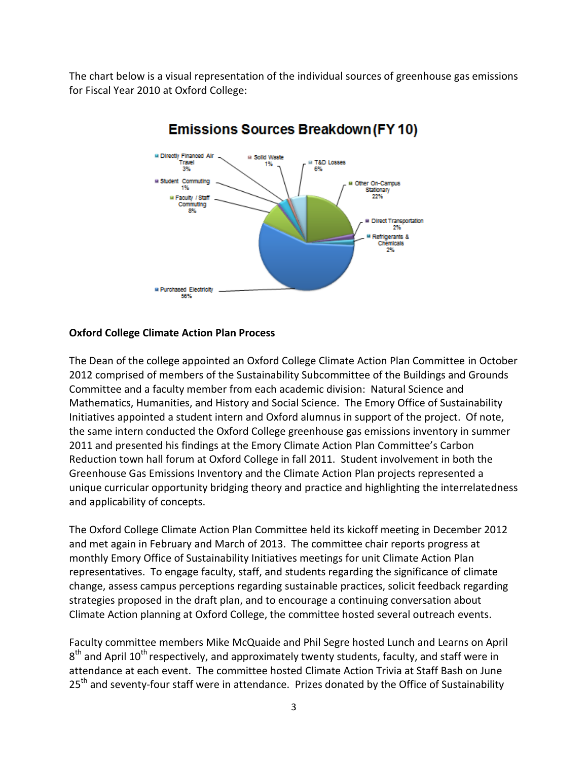The chart below is a visual representation of the individual sources of greenhouse gas emissions for Fiscal Year 2010 at Oxford College:

**Emissions Sources Breakdown (FY 10)**

- Directly Financed Air Travel 3%
- Solid Waste 1%
- T&D Losses 6%
- Student Commuting 1%
- Faculty / Staff Commuting 8%
- Other On-Campus Stationary 22%
- Direct Transportation 2%
- Refrigerants & Chemicals 2%
- Purchased Electricity 56%

**Oxford College Climate Action Plan Process**

The Dean of the college appointed an Oxford College Climate Action Plan Committee in October 2012 comprised of members of the Sustainability Subcommittee of the Buildings and Grounds Committee and a faculty member from each academic division: Natural Science and Mathematics, Humanities, and History and Social Science. The Emory Office of Sustainability Initiatives appointed a student intern and Oxford alumnus in support of the project. Of note, the same intern conducted the Oxford College greenhouse gas emissions inventory in summer 2011 and presented his findings at the Emory Climate Action Plan Committee's Carbon Reduction town hall forum at Oxford College in fall 2011. Student involvement in both the Greenhouse Gas Emissions Inventory and the Climate Action Plan projects represented a unique curricular opportunity bridging theory and practice and highlighting the interrelatedness and applicability of concepts.

The Oxford College Climate Action Plan Committee held its kickoff meeting in December 2012 and met again in February and March of 2013. The committee chair reports progress at monthly Emory Office of Sustainability Initiatives meetings for unit Climate Action Plan representatives. To engage faculty, staff, and students regarding the significance of climate change, assess campus perceptions regarding sustainable practices, solicit feedback regarding strategies proposed in the draft plan, and to encourage a continuing conversation about Climate Action planning at Oxford College, the committee hosted several outreach events.

Faculty committee members Mike McQuaide and Phil Segre hosted Lunch and Learns on April 8th and April 10th respectively, and approximately twenty students, faculty, and staff were in attendance at each event. The committee hosted Climate Action Trivia at Staff Bash on June 25th and seventy-four staff were in attendance. Prizes donated by the Office of Sustainability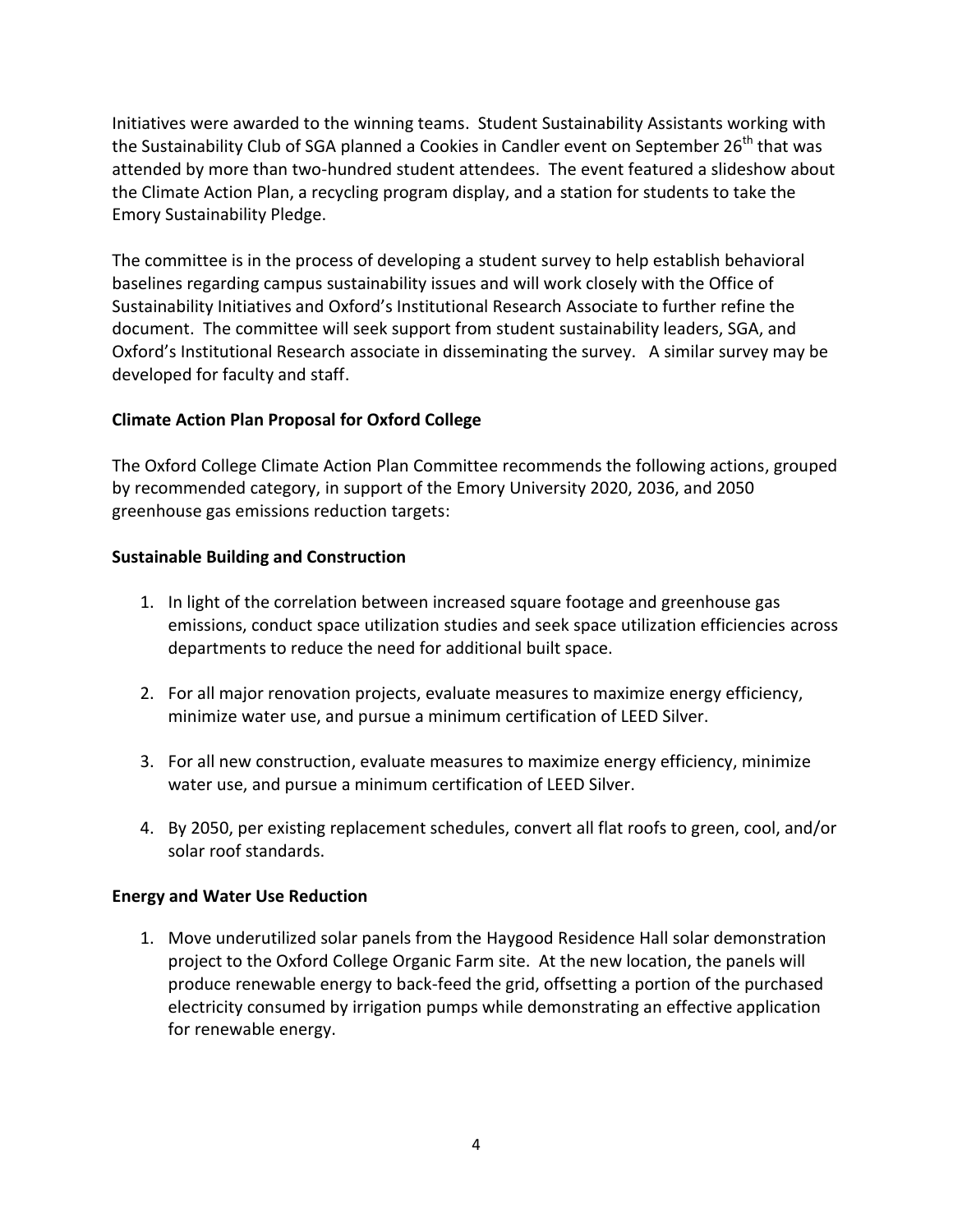Initiatives were awarded to the winning teams. Student Sustainability Assistants working with the Sustainability Club of SGA planned a Cookies in Candler event on September 26th that was attended by more than two-hundred student attendees. The event featured a slideshow about the Climate Action Plan, a recycling program display, and a station for students to take the Emory Sustainability Pledge.

The committee is in the process of developing a student survey to help establish behavioral baselines regarding campus sustainability issues and will work closely with the Office of Sustainability Initiatives and Oxford's Institutional Research Associate to further refine the document. The committee will seek support from student sustainability leaders, SGA, and Oxford's Institutional Research associate in disseminating the survey. A similar survey may be developed for faculty and staff.

**Climate Action Plan Proposal for Oxford College**

The Oxford College Climate Action Plan Committee recommends the following actions, grouped by recommended category, in support of the Emory University 2020, 2036, and 2050 greenhouse gas emissions reduction targets:

**Sustainable Building and Construction**

1. In light of the correlation between increased square footage and greenhouse gas emissions, conduct space utilization studies and seek space utilization efficiencies across departments to reduce the need for additional built space.

2. For all major renovation projects, evaluate measures to maximize energy efficiency, minimize water use, and pursue a minimum certification of LEED Silver.

3. For all new construction, evaluate measures to maximize energy efficiency, minimize water use, and pursue a minimum certification of LEED Silver.

4. By 2050, per existing replacement schedules, convert all flat roofs to green, cool, and/or solar roof standards.

**Energy and Water Use Reduction**

1. Move underutilized solar panels from the Haygood Residence Hall solar demonstration project to the Oxford College Organic Farm site. At the new location, the panels will produce renewable energy to back-feed the grid, offsetting a portion of the purchased electricity consumed by irrigation pumps while demonstrating an effective application for renewable energy.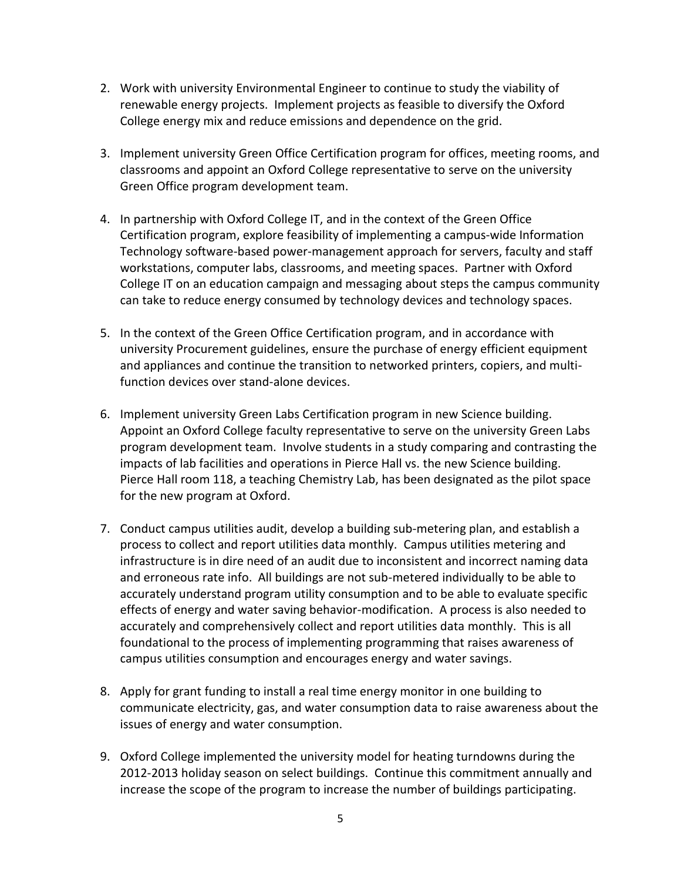2. Work with university Environmental Engineer to continue to study the viability of renewable energy projects. Implement projects as feasible to diversify the Oxford College energy mix and reduce emissions and dependence on the grid.

3. Implement university Green Office Certification program for offices, meeting rooms, and classrooms and appoint an Oxford College representative to serve on the university Green Office program development team.

4. In partnership with Oxford College IT, and in the context of the Green Office Certification program, explore feasibility of implementing a campus-wide Information Technology software-based power-management approach for servers, faculty and staff workstations, computer labs, classrooms, and meeting spaces. Partner with Oxford College IT on an education campaign and messaging about steps the campus community can take to reduce energy consumed by technology devices and technology spaces.

5. In the context of the Green Office Certification program, and in accordance with university Procurement guidelines, ensure the purchase of energy efficient equipment and appliances and continue the transition to networked printers, copiers, and multi-function devices over stand-alone devices.

6. Implement university Green Labs Certification program in new Science building. Appoint an Oxford College faculty representative to serve on the university Green Labs program development team. Involve students in a study comparing and contrasting the impacts of lab facilities and operations in Pierce Hall vs. the new Science building. Pierce Hall room 118, a teaching Chemistry Lab, has been designated as the pilot space for the new program at Oxford.

7. Conduct campus utilities audit, develop a building sub-metering plan, and establish a process to collect and report utilities data monthly. Campus utilities metering and infrastructure is in dire need of an audit due to inconsistent and incorrect naming data and erroneous rate info. All buildings are not sub-metered individually to be able to accurately understand program utility consumption and to be able to evaluate specific effects of energy and water saving behavior-modification. A process is also needed to accurately and comprehensively collect and report utilities data monthly. This is all foundational to the process of implementing programming that raises awareness of campus utilities consumption and encourages energy and water savings.

8. Apply for grant funding to install a real time energy monitor in one building to communicate electricity, gas, and water consumption data to raise awareness about the issues of energy and water consumption.

9. Oxford College implemented the university model for heating turndowns during the 2012-2013 holiday season on select buildings. Continue this commitment annually and increase the scope of the program to increase the number of buildings participating.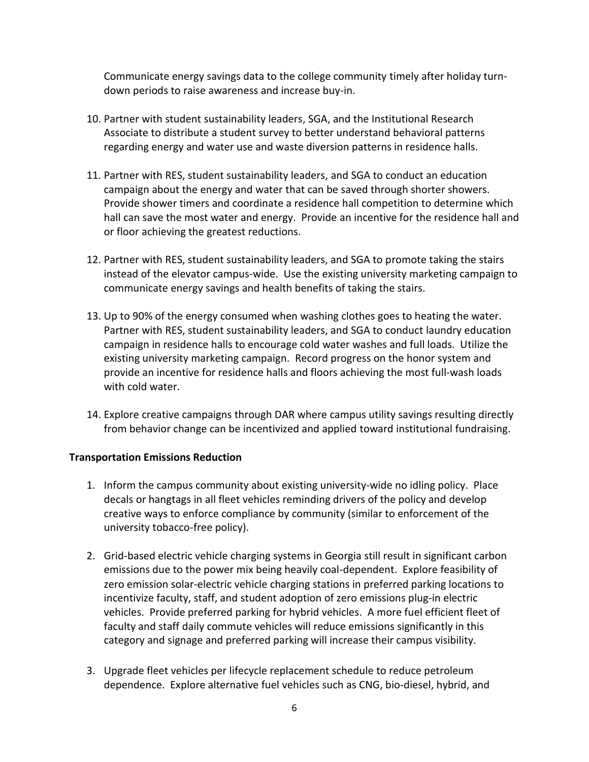Communicate energy savings data to the college community timely after holiday turn-down periods to raise awareness and increase buy-in.

10. Partner with student sustainability leaders, SGA, and the Institutional Research Associate to distribute a student survey to better understand behavioral patterns regarding energy and water use and waste diversion patterns in residence halls.

11. Partner with RES, student sustainability leaders, and SGA to conduct an education campaign about the energy and water that can be saved through shorter showers. Provide shower timers and coordinate a residence hall competition to determine which hall can save the most water and energy. Provide an incentive for the residence hall and or floor achieving the greatest reductions.

12. Partner with RES, student sustainability leaders, and SGA to promote taking the stairs instead of the elevator campus-wide. Use the existing university marketing campaign to communicate energy savings and health benefits of taking the stairs.

13. Up to 90% of the energy consumed when washing clothes goes to heating the water. Partner with RES, student sustainability leaders, and SGA to conduct laundry education campaign in residence halls to encourage cold water washes and full loads. Utilize the existing university marketing campaign. Record progress on the honor system and provide an incentive for residence halls and floors achieving the most full-wash loads with cold water.

14. Explore creative campaigns through DAR where campus utility savings resulting directly from behavior change can be incentivized and applied toward institutional fundraising.

**Transportation Emissions Reduction**

1. Inform the campus community about existing university-wide no idling policy. Place decals or hangtags in all fleet vehicles reminding drivers of the policy and develop creative ways to enforce compliance by community (similar to enforcement of the university tobacco-free policy).

2. Grid-based electric vehicle charging systems in Georgia still result in significant carbon emissions due to the power mix being heavily coal-dependent. Explore feasibility of zero emission solar-electric vehicle charging stations in preferred parking locations to incentivize faculty, staff, and student adoption of zero emissions plug-in electric vehicles. Provide preferred parking for hybrid vehicles. A more fuel efficient fleet of faculty and staff daily commute vehicles will reduce emissions significantly in this category and signage and preferred parking will increase their campus visibility.

3. Upgrade fleet vehicles per lifecycle replacement schedule to reduce petroleum dependence. Explore alternative fuel vehicles such as CNG, bio-diesel, hybrid, and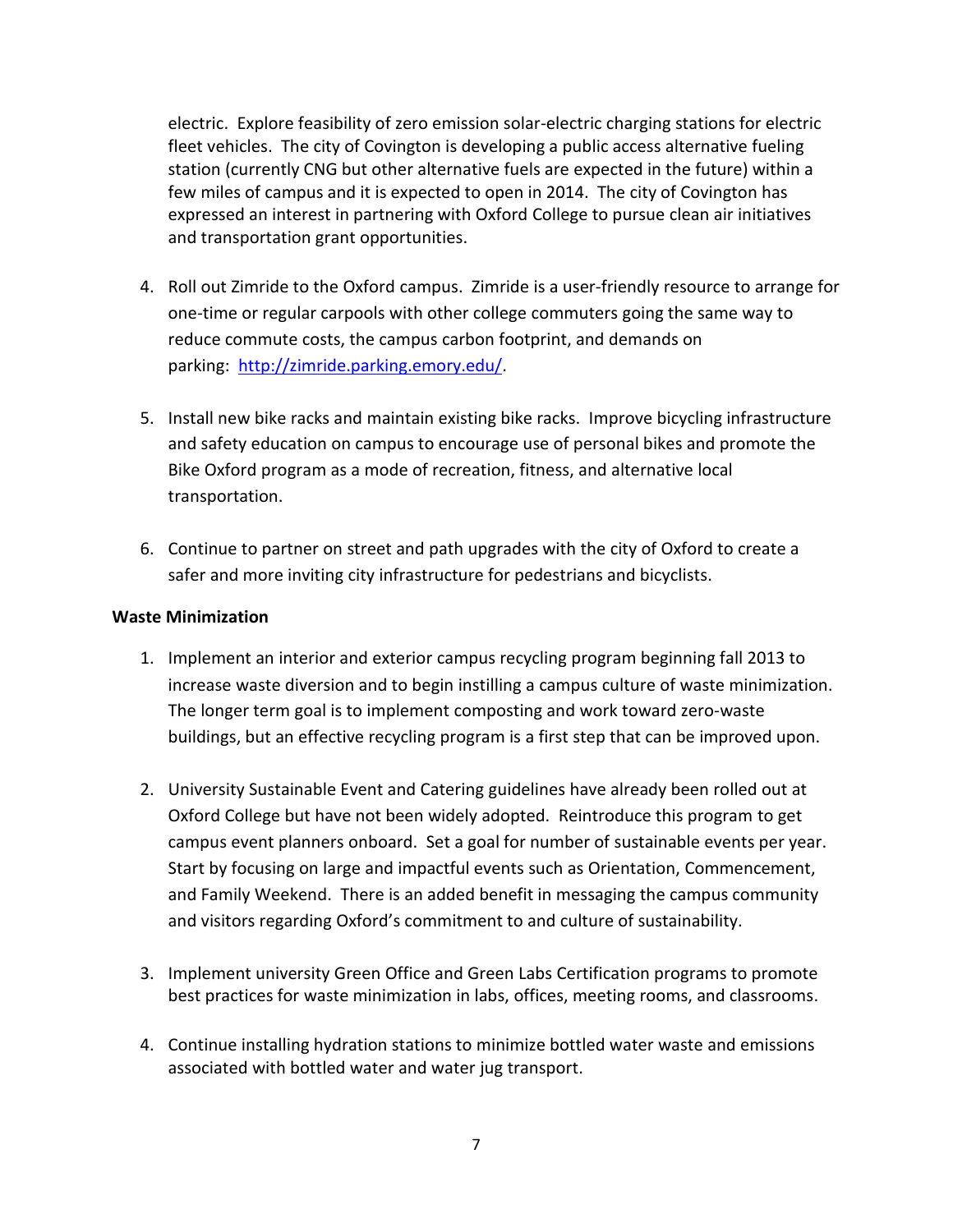electric. Explore feasibility of zero emission solar-electric charging stations for electric fleet vehicles. The city of Covington is developing a public access alternative fueling station (currently CNG but other alternative fuels are expected in the future) within a few miles of campus and it is expected to open in 2014. The city of Covington has expressed an interest in partnering with Oxford College to pursue clean air initiatives and transportation grant opportunities.

4. Roll out Zimride to the Oxford campus. Zimride is a user-friendly resource to arrange for one-time or regular carpools with other college commuters going the same way to reduce commute costs, the campus carbon footprint, and demands on parking: [http://zimride.parking.emory.edu/](http://zimride.parking.emory.edu/).

5. Install new bike racks and maintain existing bike racks. Improve bicycling infrastructure and safety education on campus to encourage use of personal bikes and promote the Bike Oxford program as a mode of recreation, fitness, and alternative local transportation.

6. Continue to partner on street and path upgrades with the city of Oxford to create a safer and more inviting city infrastructure for pedestrians and bicyclists.

**Waste Minimization**

1. Implement an interior and exterior campus recycling program beginning fall 2013 to increase waste diversion and to begin instilling a campus culture of waste minimization. The longer term goal is to implement composting and work toward zero-waste buildings, but an effective recycling program is a first step that can be improved upon.

2. University Sustainable Event and Catering guidelines have already been rolled out at Oxford College but have not been widely adopted. Reintroduce this program to get campus event planners onboard. Set a goal for number of sustainable events per year. Start by focusing on large and impactful events such as Orientation, Commencement, and Family Weekend. There is an added benefit in messaging the campus community and visitors regarding Oxford's commitment to and culture of sustainability.

3. Implement university Green Office and Green Labs Certification programs to promote best practices for waste minimization in labs, offices, meeting rooms, and classrooms.

4. Continue installing hydration stations to minimize bottled water waste and emissions associated with bottled water and water jug transport.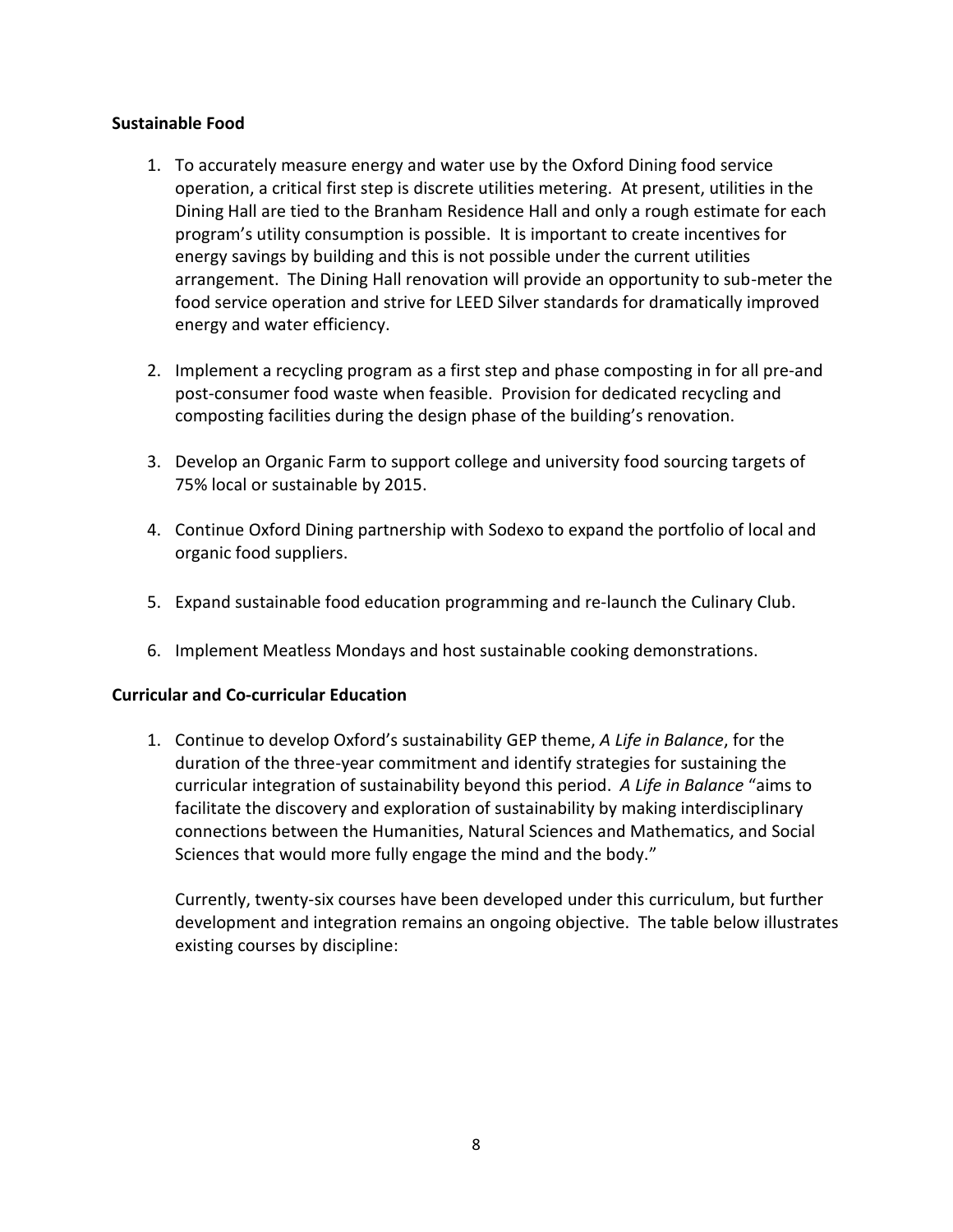**Sustainable Food**

1. To accurately measure energy and water use by the Oxford Dining food service operation, a critical first step is discrete utilities metering. At present, utilities in the Dining Hall are tied to the Branham Residence Hall and only a rough estimate for each program's utility consumption is possible. It is important to create incentives for energy savings by building and this is not possible under the current utilities arrangement. The Dining Hall renovation will provide an opportunity to sub-meter the food service operation and strive for LEED Silver standards for dramatically improved energy and water efficiency.

2. Implement a recycling program as a first step and phase composting in for all pre-and post-consumer food waste when feasible. Provision for dedicated recycling and composting facilities during the design phase of the building's renovation.

3. Develop an Organic Farm to support college and university food sourcing targets of 75% local or sustainable by 2015.

4. Continue Oxford Dining partnership with Sodexo to expand the portfolio of local and organic food suppliers.

5. Expand sustainable food education programming and re-launch the Culinary Club.

6. Implement Meatless Mondays and host sustainable cooking demonstrations.

**Curricular and Co-curricular Education**

1. Continue to develop Oxford's sustainability GEP theme, *A Life in Balance*, for the duration of the three-year commitment and identify strategies for sustaining the curricular integration of sustainability beyond this period. *A Life in Balance* "aims to facilitate the discovery and exploration of sustainability by making interdisciplinary connections between the Humanities, Natural Sciences and Mathematics, and Social Sciences that would more fully engage the mind and the body."

   Currently, twenty-six courses have been developed under this curriculum, but further development and integration remains an ongoing objective. The table below illustrates existing courses by discipline: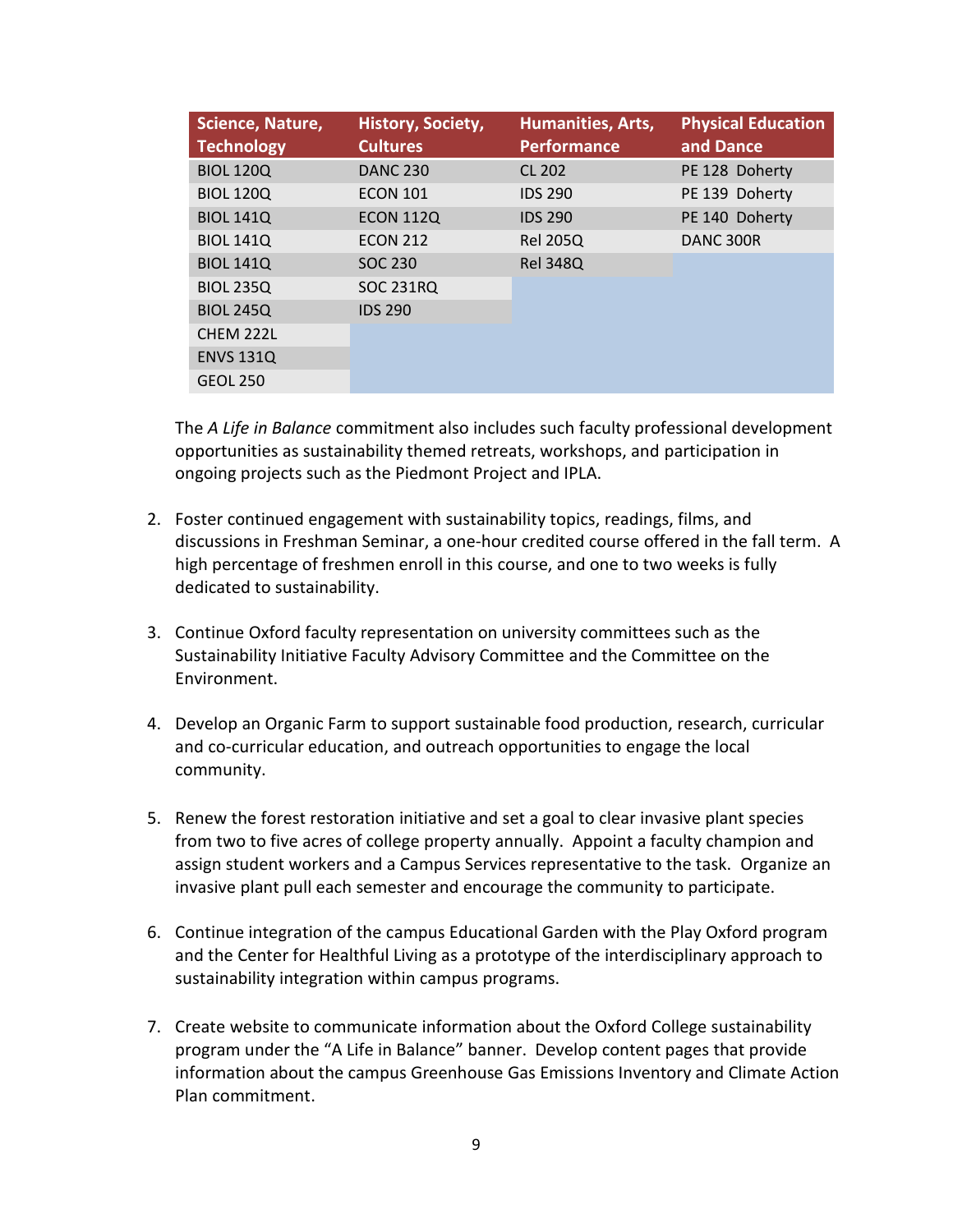| Science, Nature, Technology | History, Society, Cultures | Humanities, Arts, Performance | Physical Education and Dance |
|---|---|---|---|
| BIOL 120Q | DANC 230 | CL 202 | PE 128 Doherty |
| BIOL 120Q | ECON 101 | IDS 290 | PE 139 Doherty |
| BIOL 141Q | ECON 112Q | IDS 290 | PE 140 Doherty |
| BIOL 141Q | ECON 212 | Rel 205Q | DANC 300R |
| BIOL 141Q | SOC 230 | Rel 348Q | |
| BIOL 235Q | SOC 231RQ | | |
| BIOL 245Q | IDS 290 | | |
| CHEM 222L | | | |
| ENVS 131Q | | | |
| GEOL 250 | | | |

The *A Life in Balance* commitment also includes such faculty professional development opportunities as sustainability themed retreats, workshops, and participation in ongoing projects such as the Piedmont Project and IPLA.

2. Foster continued engagement with sustainability topics, readings, films, and discussions in Freshman Seminar, a one-hour credited course offered in the fall term. A high percentage of freshmen enroll in this course, and one to two weeks is fully dedicated to sustainability.

3. Continue Oxford faculty representation on university committees such as the Sustainability Initiative Faculty Advisory Committee and the Committee on the Environment.

4. Develop an Organic Farm to support sustainable food production, research, curricular and co-curricular education, and outreach opportunities to engage the local community.

5. Renew the forest restoration initiative and set a goal to clear invasive plant species from two to five acres of college property annually. Appoint a faculty champion and assign student workers and a Campus Services representative to the task. Organize an invasive plant pull each semester and encourage the community to participate.

6. Continue integration of the campus Educational Garden with the Play Oxford program and the Center for Healthful Living as a prototype of the interdisciplinary approach to sustainability integration within campus programs.

7. Create website to communicate information about the Oxford College sustainability program under the "A Life in Balance" banner. Develop content pages that provide information about the campus Greenhouse Gas Emissions Inventory and Climate Action Plan commitment.